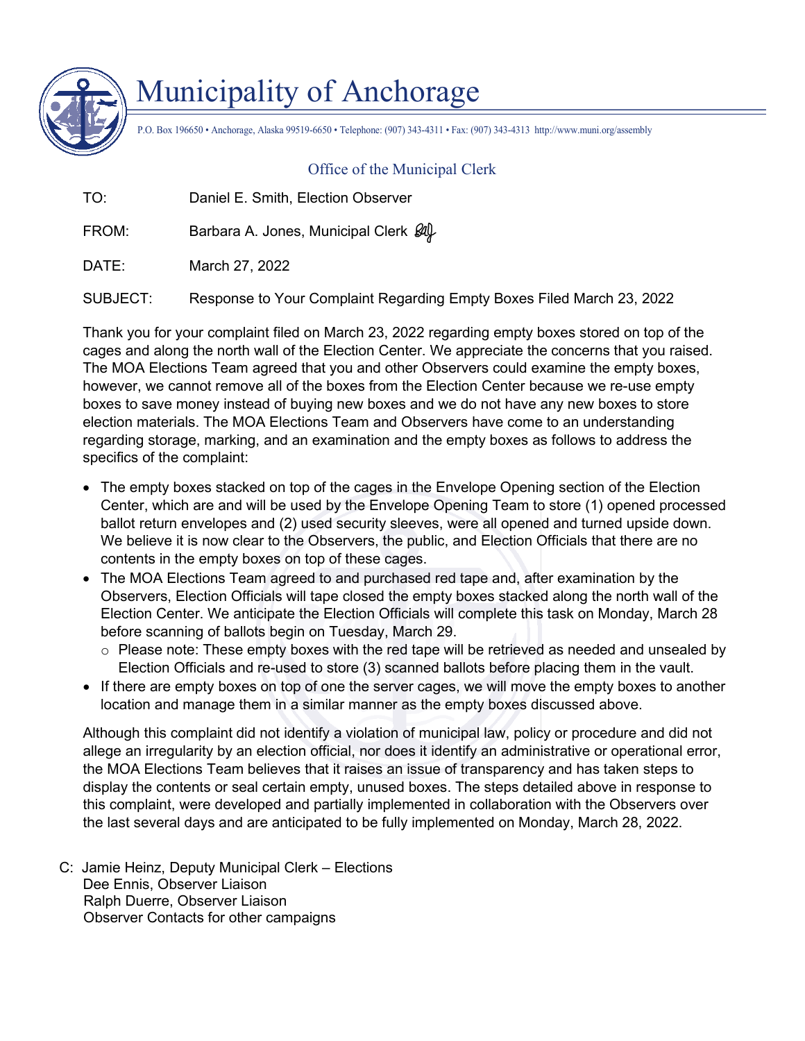# Municipality of Anchorage

P.O. Box 196650 • Anchorage, Alaska 99519-6650 • Telephone: (907) 343-4311 • Fax: (907) 343-4313 http://www.muni.org/assembly

## Office of the Municipal Clerk

TO: Daniel E. Smith, Election Observer

FROM: Barbara A. Jones, Municipal Clerk

DATE: March 27, 2022

SUBJECT: Response to Your Complaint Regarding Empty Boxes Filed March 23, 2022

Thank you for your complaint filed on March 23, 2022 regarding empty boxes stored on top of the cages and along the north wall of the Election Center. We appreciate the concerns that you raised. The MOA Elections Team agreed that you and other Observers could examine the empty boxes, however, we cannot remove all of the boxes from the Election Center because we re-use empty boxes to save money instead of buying new boxes and we do not have any new boxes to store election materials. The MOA Elections Team and Observers have come to an understanding regarding storage, marking, and an examination and the empty boxes as follows to address the specifics of the complaint:

- The empty boxes stacked on top of the cages in the Envelope Opening section of the Election Center, which are and will be used by the Envelope Opening Team to store (1) opened processed ballot return envelopes and (2) used security sleeves, were all opened and turned upside down. We believe it is now clear to the Observers, the public, and Election Officials that there are no contents in the empty boxes on top of these cages.
- The MOA Elections Team agreed to and purchased red tape and, after examination by the Observers, Election Officials will tape closed the empty boxes stacked along the north wall of the Election Center. We anticipate the Election Officials will complete this task on Monday, March 28 before scanning of ballots begin on Tuesday, March 29.
  - Please note: These empty boxes with the red tape will be retrieved as needed and unsealed by Election Officials and re-used to store (3) scanned ballots before placing them in the vault.
- If there are empty boxes on top of one the server cages, we will move the empty boxes to another location and manage them in a similar manner as the empty boxes discussed above.

Although this complaint did not identify a violation of municipal law, policy or procedure and did not allege an irregularity by an election official, nor does it identify an administrative or operational error, the MOA Elections Team believes that it raises an issue of transparency and has taken steps to display the contents or seal certain empty, unused boxes. The steps detailed above in response to this complaint, were developed and partially implemented in collaboration with the Observers over the last several days and are anticipated to be fully implemented on Monday, March 28, 2022.

C: Jamie Heinz, Deputy Municipal Clerk – Elections
Dee Ennis, Observer Liaison
Ralph Duerre, Observer Liaison
Observer Contacts for other campaigns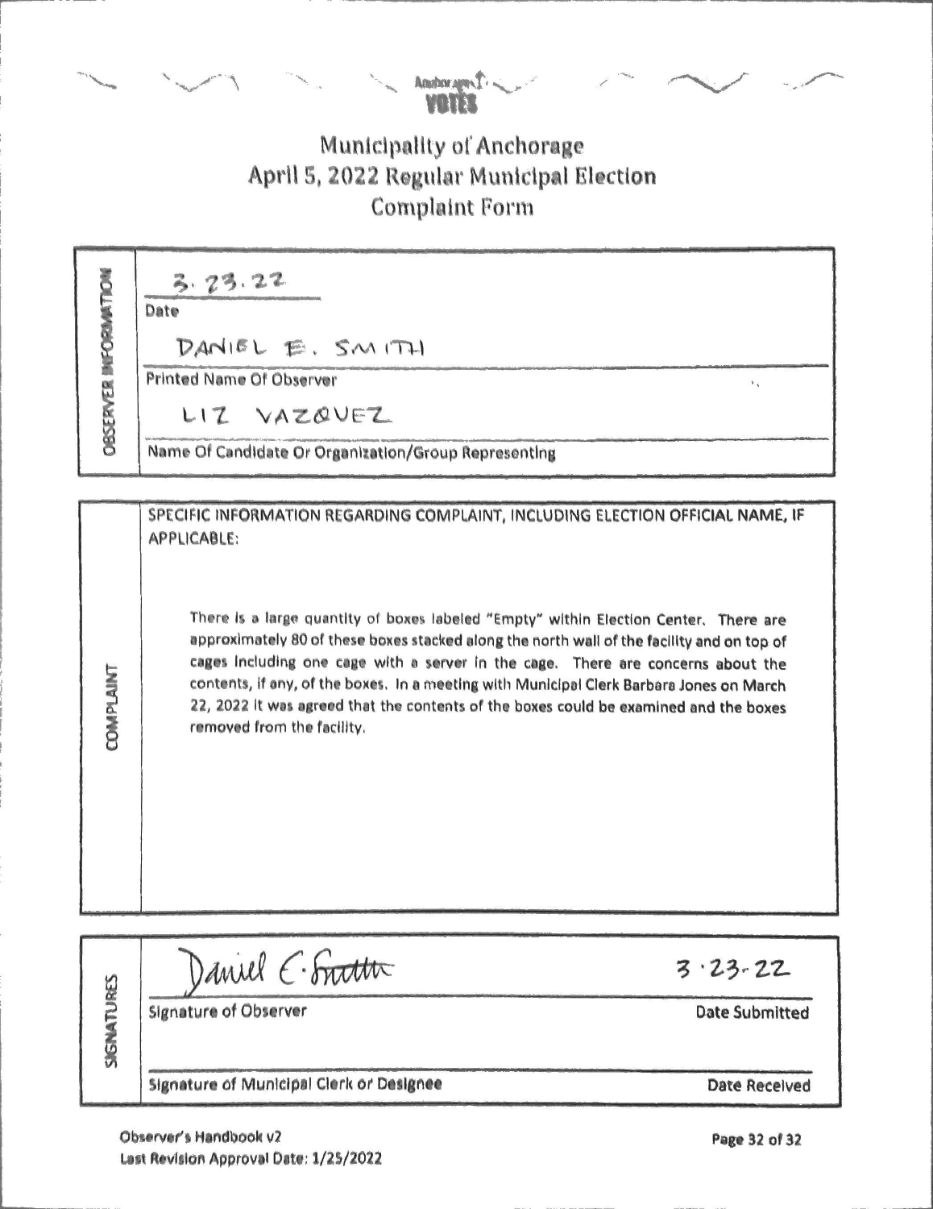Anchorage VOTES

# Municipality of Anchorage
## April 5, 2022 Regular Municipal Election
## Complaint Form

**OBSERVER INFORMATION**

3.23.22

Date

DANIEL E. SMITH

Printed Name Of Observer

LIZ VAZQUEZ

Name Of Candidate Or Organization/Group Representing

**COMPLAINT**

SPECIFIC INFORMATION REGARDING COMPLAINT, INCLUDING ELECTION OFFICIAL NAME, IF APPLICABLE:

There is a large quantity of boxes labeled "Empty" within Election Center. There are approximately 80 of these boxes stacked along the north wall of the facility and on top of cages including one cage with a server in the cage. There are concerns about the contents, if any, of the boxes. In a meeting with Municipal Clerk Barbara Jones on March 22, 2022 it was agreed that the contents of the boxes could be examined and the boxes removed from the facility.

**SIGNATURES**

Daniel E. Smith — 3.23.22

Signature of Observer — Date Submitted

Signature of Municipal Clerk or Designee — Date Received

Observer's Handbook v2
Last Revision Approval Date: 1/25/2022